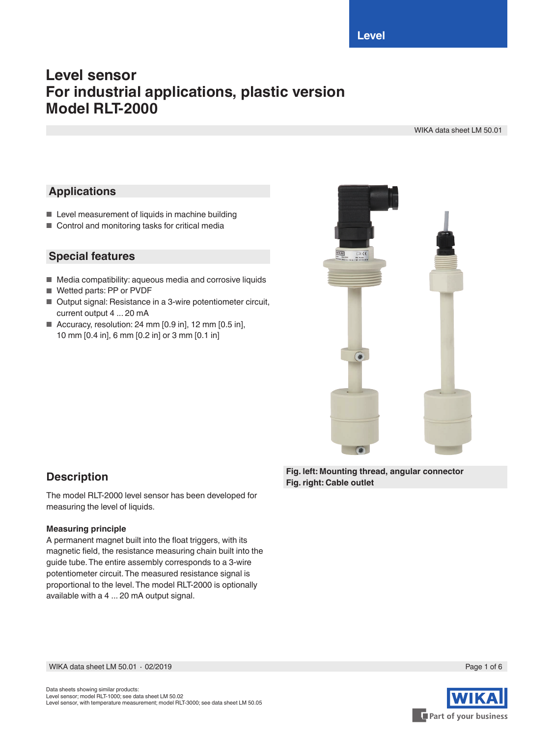Level

# Level sensor
# For industrial applications, plastic version
# Model RLT-2000

WIKA data sheet LM 50.01

## Applications

- Level measurement of liquids in machine building
- Control and monitoring tasks for critical media

## Special features

- Media compatibility: aqueous media and corrosive liquids
- Wetted parts: PP or PVDF
- Output signal: Resistance in a 3-wire potentiometer circuit, current output 4 ... 20 mA
- Accuracy, resolution: 24 mm [0.9 in], 12 mm [0.5 in], 10 mm [0.4 in], 6 mm [0.2 in] or 3 mm [0.1 in]

**Fig. left: Mounting thread, angular connector**
**Fig. right: Cable outlet**

## Description

The model RLT-2000 level sensor has been developed for measuring the level of liquids.

**Measuring principle**

A permanent magnet built into the float triggers, with its magnetic field, the resistance measuring chain built into the guide tube. The entire assembly corresponds to a 3-wire potentiometer circuit. The measured resistance signal is proportional to the level. The model RLT-2000 is optionally available with a 4 ... 20 mA output signal.

Data sheets showing similar products:
Level sensor; model RLT-1000; see data sheet LM 50.02
Level sensor, with temperature measurement; model RLT-3000; see data sheet LM 50.05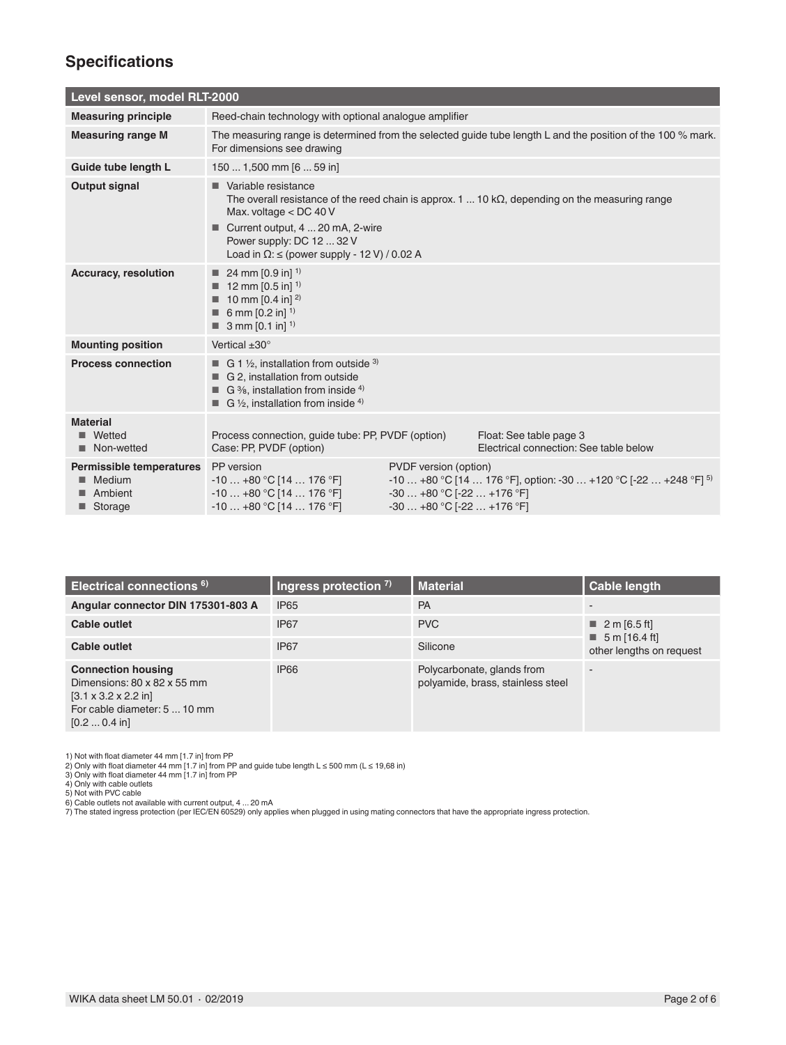## Specifications

| Level sensor, model RLT-2000 | |
|---|---|
| **Measuring principle** | Reed-chain technology with optional analogue amplifier |
| **Measuring range M** | The measuring range is determined from the selected guide tube length L and the position of the 100 % mark. For dimensions see drawing |
| **Guide tube length L** | 150 ... 1,500 mm [6 ... 59 in] |
| **Output signal** | ■ Variable resistance<br>The overall resistance of the reed chain is approx. 1 ... 10 kΩ, depending on the measuring range<br>Max. voltage < DC 40 V<br>■ Current output, 4 ... 20 mA, 2-wire<br>Power supply: DC 12 ... 32 V<br>Load in Ω: ≤ (power supply - 12 V) / 0.02 A |
| **Accuracy, resolution** | ■ 24 mm [0.9 in] [1]<br>■ 12 mm [0.5 in] [1]<br>■ 10 mm [0.4 in] [2]<br>■ 6 mm [0.2 in] [1]<br>■ 3 mm [0.1 in] [1] |
| **Mounting position** | Vertical ±30° |
| **Process connection** | ■ G 1 ½, installation from outside [3]<br>■ G 2, installation from outside<br>■ G ⅜, installation from inside [4]<br>■ G ½, installation from inside [4] |
| **Material**<br>■ Wetted<br>■ Non-wetted | Process connection, guide tube: PP, PVDF (option) — Float: See table page 3<br>Case: PP, PVDF (option) — Electrical connection: See table below |
| **Permissible temperatures**<br>■ Medium<br>■ Ambient<br>■ Storage | PP version:<br>-10 … +80 °C [14 … 176 °F]<br>-10 … +80 °C [14 … 176 °F]<br>-10 … +80 °C [14 … 176 °F]<br>PVDF version (option):<br>-10 … +80 °C [14 … 176 °F], option: -30 … +120 °C [-22 … +248 °F] [5]<br>-30 … +80 °C [-22 … +176 °F]<br>-30 … +80 °C [-22 … +176 °F] |

| Electrical connections [6] | Ingress protection [7] | Material | Cable length |
|---|---|---|---|
| **Angular connector DIN 175301-803 A** | IP65 | PA | - |
| **Cable outlet** | IP67 | PVC | ■ 2 m [6.5 ft]<br>■ 5 m [16.4 ft]<br>other lengths on request |
| **Cable outlet** | IP67 | Silicone | |
| **Connection housing**<br>Dimensions: 80 x 82 x 55 mm<br>[3.1 x 3.2 x 2.2 in]<br>For cable diameter: 5 ... 10 mm<br>[0.2 ... 0.4 in] | IP66 | Polycarbonate, glands from polyamide, brass, stainless steel | - |

1) Not with float diameter 44 mm [1.7 in] from PP
2) Only with float diameter 44 mm [1.7 in] from PP and guide tube length L ≤ 500 mm (L ≤ 19,68 in)
3) Only with float diameter 44 mm [1.7 in] from PP
4) Only with cable outlets
5) Not with PVC cable
6) Cable outlets not available with current output, 4 ... 20 mA
7) The stated ingress protection (per IEC/EN 60529) only applies when plugged in using mating connectors that have the appropriate ingress protection.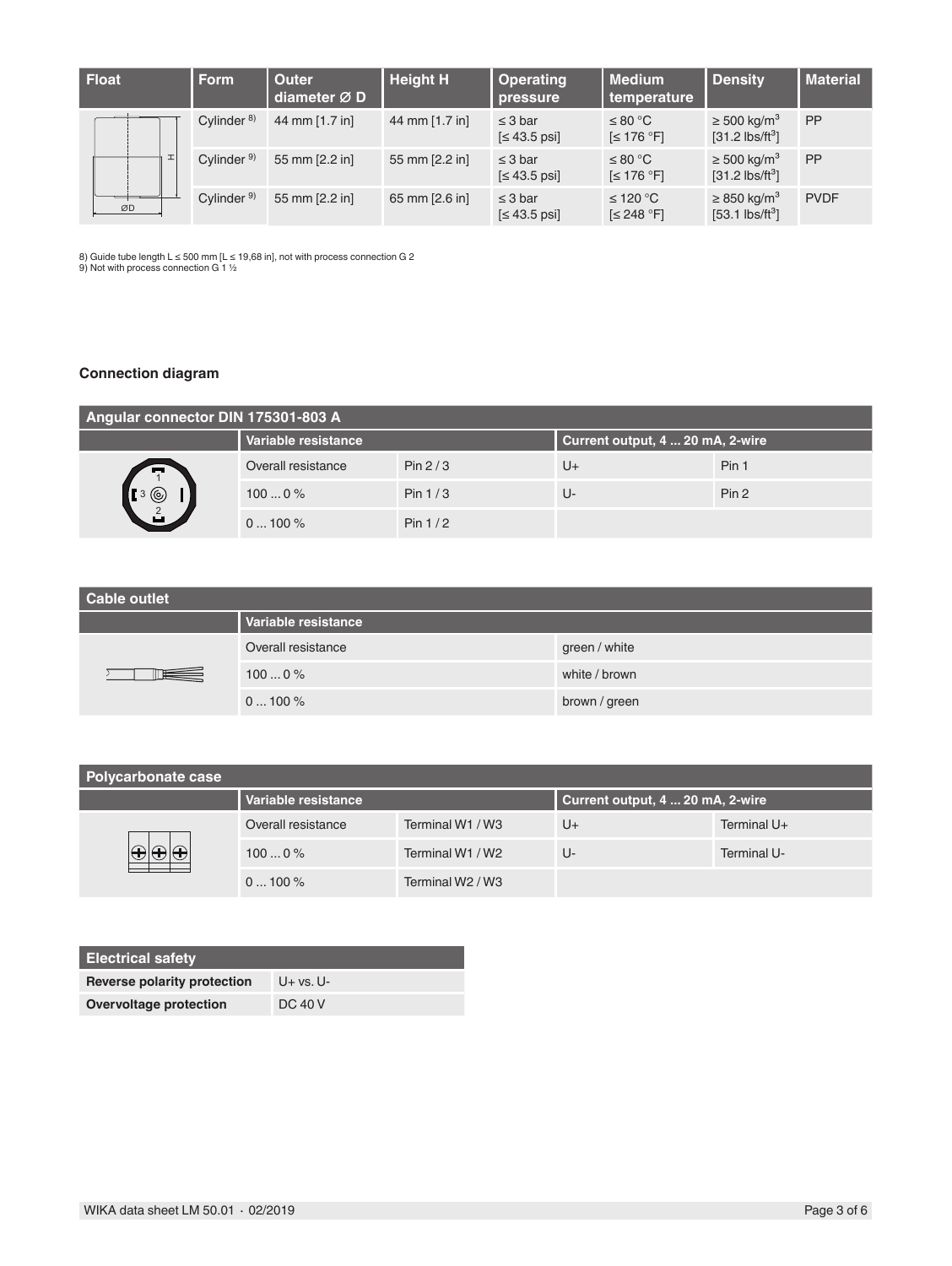| Float | Form | Outer diameter Ø D | Height H | Operating pressure | Medium temperature | Density | Material |
|---|---|---|---|---|---|---|---|
| | Cylinder [8)] | 44 mm [1.7 in] | 44 mm [1.7 in] | ≤ 3 bar [≤ 43.5 psi] | ≤ 80 °C [≤ 176 °F] | ≥ 500 kg/m³ [31.2 lbs/ft³] | PP |
| | Cylinder [9)] | 55 mm [2.2 in] | 55 mm [2.2 in] | ≤ 3 bar [≤ 43.5 psi] | ≤ 80 °C [≤ 176 °F] | ≥ 500 kg/m³ [31.2 lbs/ft³] | PP |
| | Cylinder [9)] | 55 mm [2.2 in] | 65 mm [2.6 in] | ≤ 3 bar [≤ 43.5 psi] | ≤ 120 °C [≤ 248 °F] | ≥ 850 kg/m³ [53.1 lbs/ft³] | PVDF |

8) Guide tube length L ≤ 500 mm [L ≤ 19,68 in], not with process connection G 2
9) Not with process connection G 1 ½

## Connection diagram

| Angular connector DIN 175301-803 A | | | | |
|---|---|---|---|---|
| | Variable resistance | | Current output, 4 ... 20 mA, 2-wire | |
| | Overall resistance | Pin 2 / 3 | U+ | Pin 1 |
| | 100 ... 0 % | Pin 1 / 3 | U- | Pin 2 |
| | 0 ... 100 % | Pin 1 / 2 | | |

| Cable outlet | | |
|---|---|---|
| | Variable resistance | |
| | Overall resistance | green / white |
| | 100 ... 0 % | white / brown |
| | 0 ... 100 % | brown / green |

| Polycarbonate case | | | | |
|---|---|---|---|---|
| | Variable resistance | | Current output, 4 ... 20 mA, 2-wire | |
| | Overall resistance | Terminal W1 / W3 | U+ | Terminal U+ |
| | 100 ... 0 % | Terminal W1 / W2 | U- | Terminal U- |
| | 0 ... 100 % | Terminal W2 / W3 | | |

| Electrical safety | |
|---|---|
| **Reverse polarity protection** | U+ vs. U- |
| **Overvoltage protection** | DC 40 V |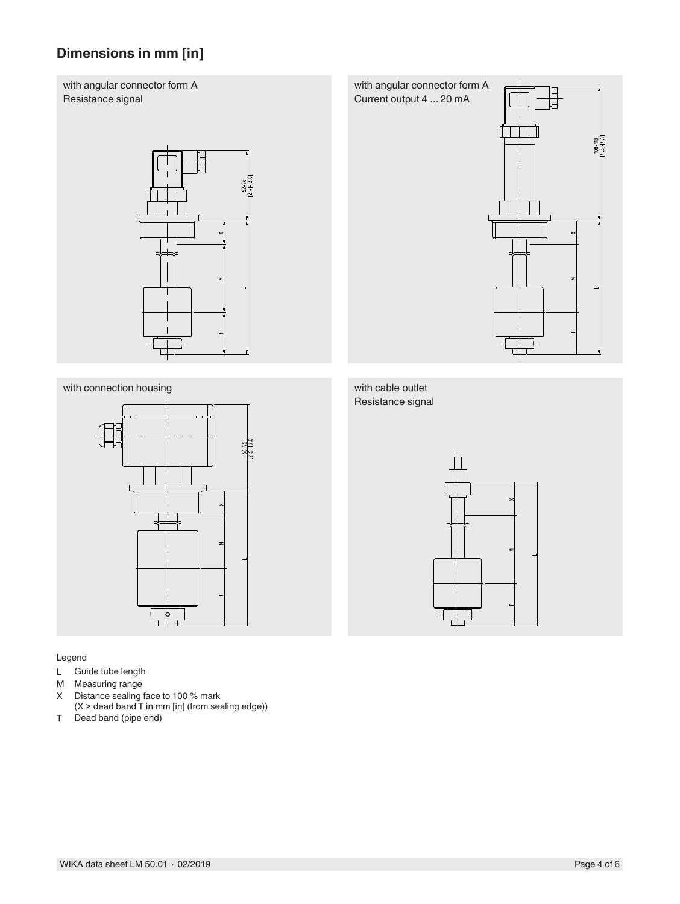## Dimensions in mm [in]

with angular connector form A
Resistance signal

62-76
[2.44-[3.0]

X

M

L

T

with angular connector form A
Current output 4 ... 20 mA

108-118
[4.31-[4.7]

X

M

L

T

with connection housing

66-76
[2.6]-[3.0]

X

M

L

T

with cable outlet
Resistance signal

X

M

L

T

Legend

- L Guide tube length
- M Measuring range
- X Distance sealing face to 100 % mark
  (X ≥ dead band T in mm [in] (from sealing edge))
- T Dead band (pipe end)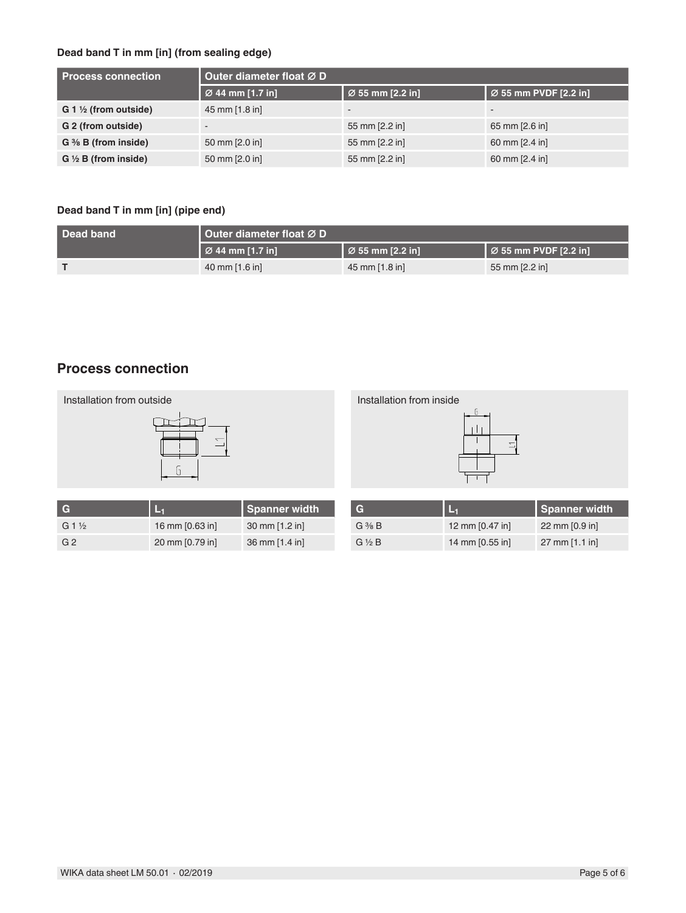**Dead band T in mm [in] (from sealing edge)**

| Process connection | Outer diameter float Ø D | | |
|---|---|---|---|
| | Ø 44 mm [1.7 in] | Ø 55 mm [2.2 in] | Ø 55 mm PVDF [2.2 in] |
| **G 1 ½ (from outside)** | 45 mm [1.8 in] | - | - |
| **G 2 (from outside)** | - | 55 mm [2.2 in] | 65 mm [2.6 in] |
| **G ⅜ B (from inside)** | 50 mm [2.0 in] | 55 mm [2.2 in] | 60 mm [2.4 in] |
| **G ½ B (from inside)** | 50 mm [2.0 in] | 55 mm [2.2 in] | 60 mm [2.4 in] |

**Dead band T in mm [in] (pipe end)**

| Dead band | Outer diameter float Ø D | | |
|---|---|---|---|
| | Ø 44 mm [1.7 in] | Ø 55 mm [2.2 in] | Ø 55 mm PVDF [2.2 in] |
| **T** | 40 mm [1.6 in] | 45 mm [1.8 in] | 55 mm [2.2 in] |

## Process connection

Installation from outside

| G | $L_1$ | Spanner width |
|---|---|---|
| G 1 ½ | 16 mm [0.63 in] | 30 mm [1.2 in] |
| G 2 | 20 mm [0.79 in] | 36 mm [1.4 in] |

Installation from inside

| G | $L_1$ | Spanner width |
|---|---|---|
| G ⅜ B | 12 mm [0.47 in] | 22 mm [0.9 in] |
| G ½ B | 14 mm [0.55 in] | 27 mm [1.1 in] |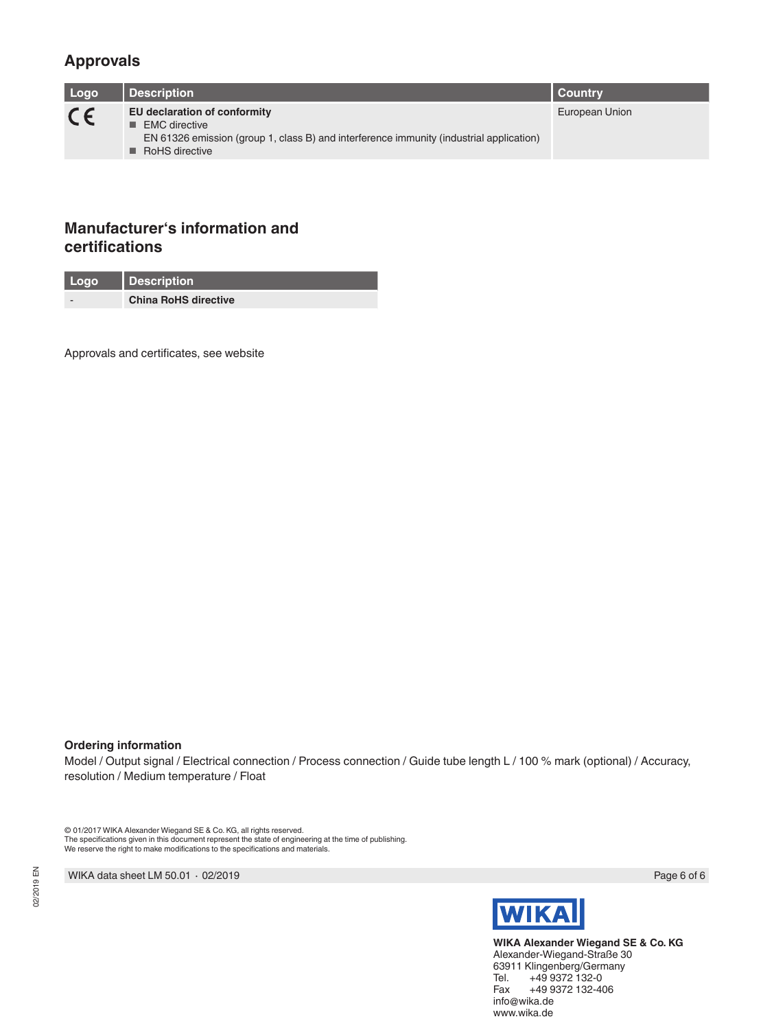## Approvals

| Logo | Description | Country |
|---|---|---|
| CE | **EU declaration of conformity**<br>■ EMC directive<br>EN 61326 emission (group 1, class B) and interference immunity (industrial application)<br>■ RoHS directive | European Union |

## Manufacturer's information and certifications

| Logo | Description |
|---|---|
| - | **China RoHS directive** |

Approvals and certificates, see website

**Ordering information**

Model / Output signal / Electrical connection / Process connection / Guide tube length L / 100 % mark (optional) / Accuracy, resolution / Medium temperature / Float

© 01/2017 WIKA Alexander Wiegand SE & Co. KG, all rights reserved.
The specifications given in this document represent the state of engineering at the time of publishing.
We reserve the right to make modifications to the specifications and materials.

**WIKA Alexander Wiegand SE & Co. KG**
Alexander-Wiegand-Straße 30
63911 Klingenberg/Germany
Tel. +49 9372 132-0
Fax +49 9372 132-406
info@wika.de
www.wika.de